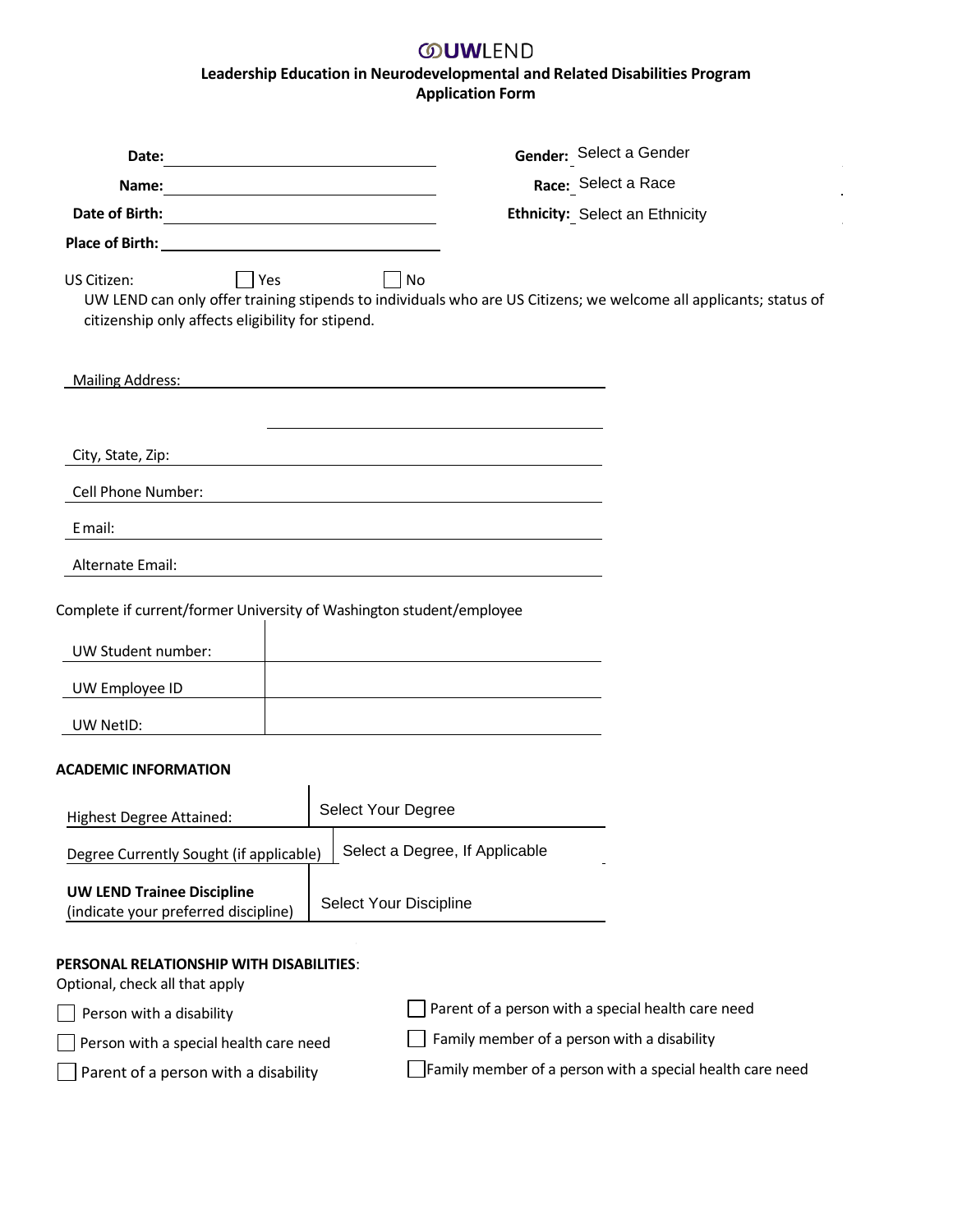# UWLEND

## Leadership Education in Neurodevelopmental and Related Disabilities Program
## Application Form

**Date:** ____________________

**Name:** ____________________

**Date of Birth:** ____________________

**Place of Birth:** ____________________

**Gender:** Select a Gender

**Race:** Select a Race

**Ethnicity:** Select an Ethnicity

US Citizen: ☐ Yes ☐ No

UW LEND can only offer training stipends to individuals who are US Citizens; we welcome all applicants; status of citizenship only affects eligibility for stipend.

Mailing Address: ____________________

____________________

City, State, Zip: ____________________

Cell Phone Number: ____________________

Email: ____________________

Alternate Email: ____________________

Complete if current/former University of Washington student/employee

| | |
|---|---|
| UW Student number: | |
| UW Employee ID | |
| UW NetID: | |

**ACADEMIC INFORMATION**

| | |
|---|---|
| Highest Degree Attained: | Select Your Degree |
| Degree Currently Sought (if applicable) | Select a Degree, If Applicable |
| **UW LEND Trainee Discipline** (indicate your preferred discipline) | Select Your Discipline |

**PERSONAL RELATIONSHIP WITH DISABILITIES**:
Optional, check all that apply

☐ Person with a disability

☐ Person with a special health care need

☐ Parent of a person with a disability

☐ Parent of a person with a special health care need

☐ Family member of a person with a disability

☐ Family member of a person with a special health care need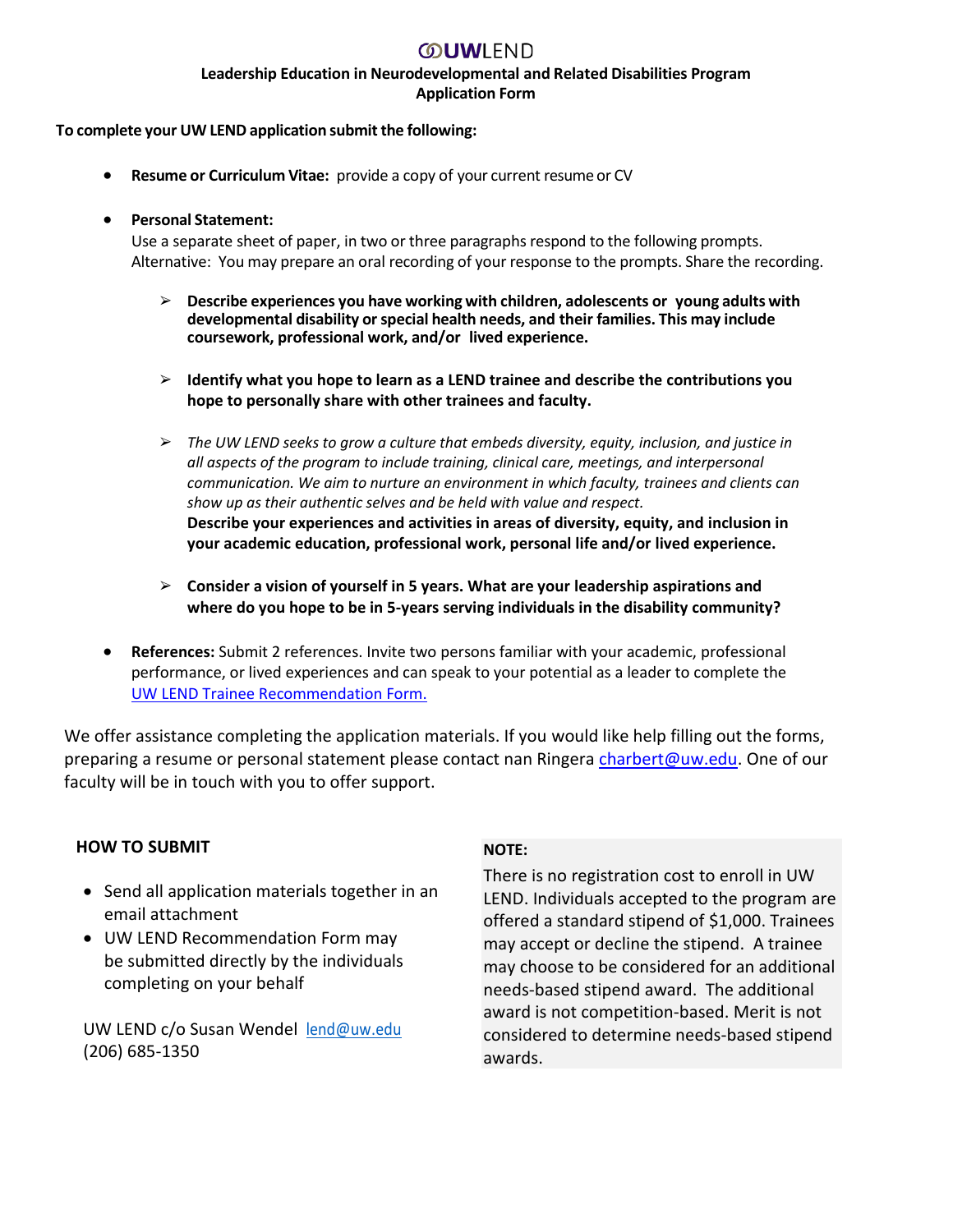# UWLEND

**Leadership Education in Neurodevelopmental and Related Disabilities Program**
**Application Form**

**To complete your UW LEND application submit the following:**

- **Resume or Curriculum Vitae:** provide a copy of your current resume or CV

- **Personal Statement:**
  Use a separate sheet of paper, in two or three paragraphs respond to the following prompts.
  Alternative: You may prepare an oral recording of your response to the prompts. Share the recording.

  - **Describe experiences you have working with children, adolescents or young adults with developmental disability or special health needs, and their families. This may include coursework, professional work, and/or lived experience.**

  - **Identify what you hope to learn as a LEND trainee and describe the contributions you hope to personally share with other trainees and faculty.**

  - *The UW LEND seeks to grow a culture that embeds diversity, equity, inclusion, and justice in all aspects of the program to include training, clinical care, meetings, and interpersonal communication. We aim to nurture an environment in which faculty, trainees and clients can show up as their authentic selves and be held with value and respect.*
    **Describe your experiences and activities in areas of diversity, equity, and inclusion in your academic education, professional work, personal life and/or lived experience.**

  - **Consider a vision of yourself in 5 years. What are your leadership aspirations and where do you hope to be in 5-years serving individuals in the disability community?**

- **References:** Submit 2 references. Invite two persons familiar with your academic, professional performance, or lived experiences and can speak to your potential as a leader to complete the [UW LEND Trainee Recommendation Form.]()

We offer assistance completing the application materials. If you would like help filling out the forms, preparing a resume or personal statement please contact nan Ringera charbert@uw.edu. One of our faculty will be in touch with you to offer support.

**HOW TO SUBMIT**

- Send all application materials together in an email attachment
- UW LEND Recommendation Form may be submitted directly by the individuals completing on your behalf

UW LEND c/o Susan Wendel lend@uw.edu
(206) 685-1350

**NOTE:**

There is no registration cost to enroll in UW LEND. Individuals accepted to the program are offered a standard stipend of $1,000. Trainees may accept or decline the stipend. A trainee may choose to be considered for an additional needs-based stipend award. The additional award is not competition-based. Merit is not considered to determine needs-based stipend awards.